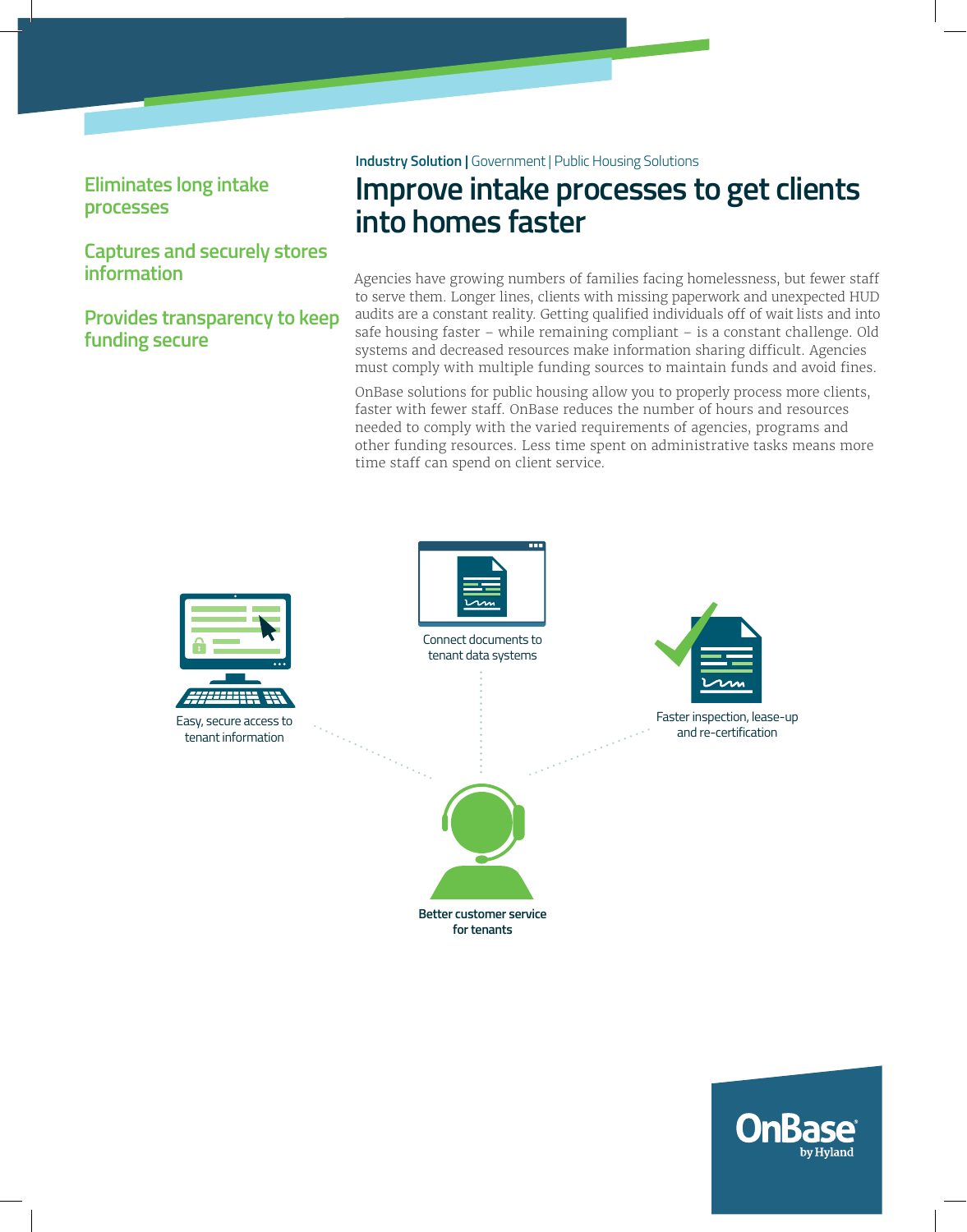Industry Solution | Government | Public Housing Solutions

# Improve intake processes to get clients into homes faster

**Eliminates long intake processes**

**Captures and securely stores information**

**Provides transparency to keep funding secure**

Agencies have growing numbers of families facing homelessness, but fewer staff to serve them. Longer lines, clients with missing paperwork and unexpected HUD audits are a constant reality. Getting qualified individuals off of wait lists and into safe housing faster – while remaining compliant – is a constant challenge. Old systems and decreased resources make information sharing difficult. Agencies must comply with multiple funding sources to maintain funds and avoid fines.

OnBase solutions for public housing allow you to properly process more clients, faster with fewer staff. OnBase reduces the number of hours and resources needed to comply with the varied requirements of agencies, programs and other funding resources. Less time spent on administrative tasks means more time staff can spend on client service.

Easy, secure access to tenant information

Connect documents to tenant data systems

Faster inspection, lease-up and re-certification

**Better customer service for tenants**

OnBase by Hyland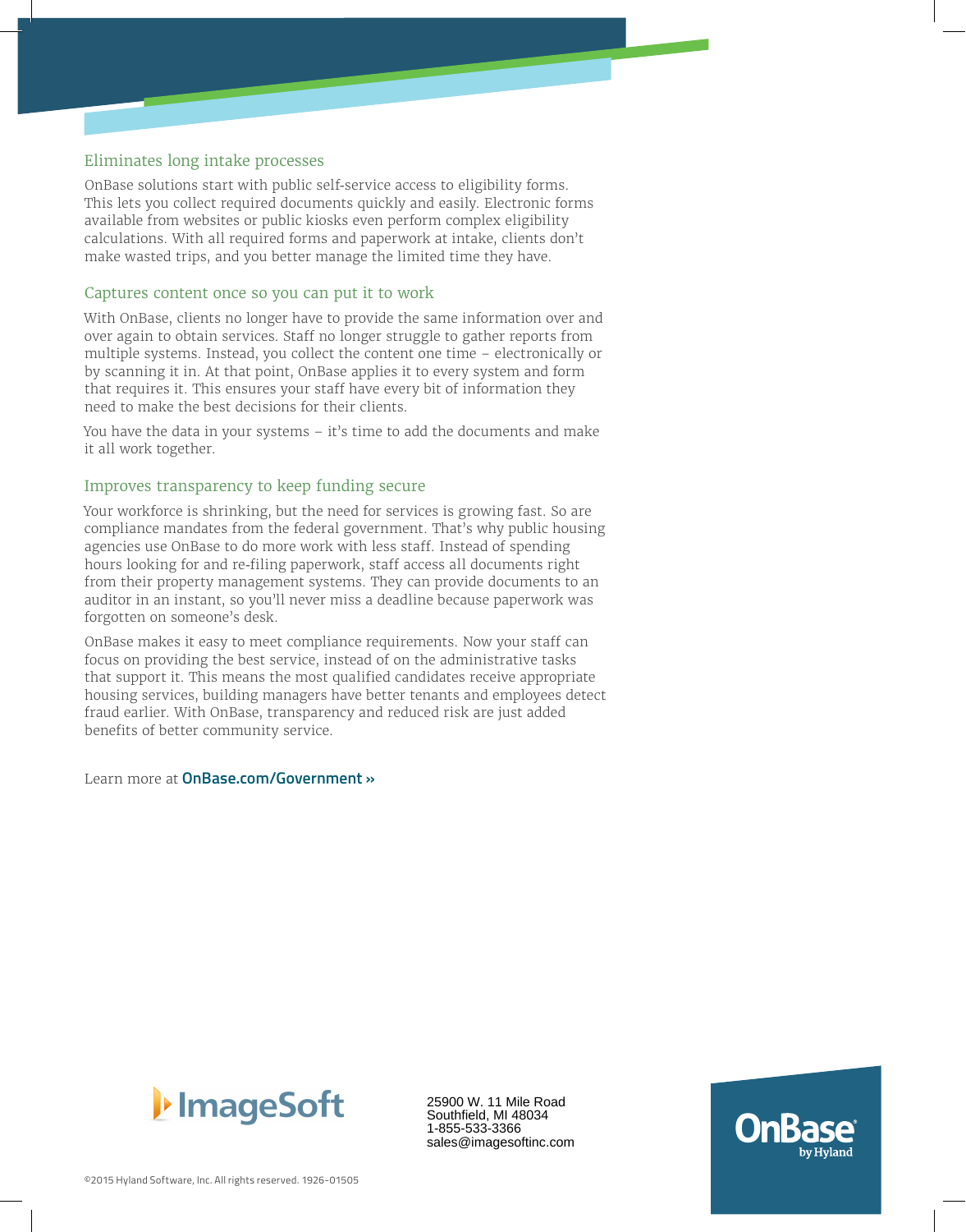## Eliminates long intake processes

OnBase solutions start with public self-service access to eligibility forms. This lets you collect required documents quickly and easily. Electronic forms available from websites or public kiosks even perform complex eligibility calculations. With all required forms and paperwork at intake, clients don't make wasted trips, and you better manage the limited time they have.

## Captures content once so you can put it to work

With OnBase, clients no longer have to provide the same information over and over again to obtain services. Staff no longer struggle to gather reports from multiple systems. Instead, you collect the content one time – electronically or by scanning it in. At that point, OnBase applies it to every system and form that requires it. This ensures your staff have every bit of information they need to make the best decisions for their clients.

You have the data in your systems – it's time to add the documents and make it all work together.

## Improves transparency to keep funding secure

Your workforce is shrinking, but the need for services is growing fast. So are compliance mandates from the federal government. That's why public housing agencies use OnBase to do more work with less staff. Instead of spending hours looking for and re-filing paperwork, staff access all documents right from their property management systems. They can provide documents to an auditor in an instant, so you'll never miss a deadline because paperwork was forgotten on someone's desk.

OnBase makes it easy to meet compliance requirements. Now your staff can focus on providing the best service, instead of on the administrative tasks that support it. This means the most qualified candidates receive appropriate housing services, building managers have better tenants and employees detect fraud earlier. With OnBase, transparency and reduced risk are just added benefits of better community service.

Learn more at **OnBase.com/Government »**

ImageSoft

25900 W. 11 Mile Road
Southfield, MI 48034
1-855-533-3366
sales@imagesoftinc.com

OnBase by Hyland

©2015 Hyland Software, Inc. All rights reserved. 1926-01505